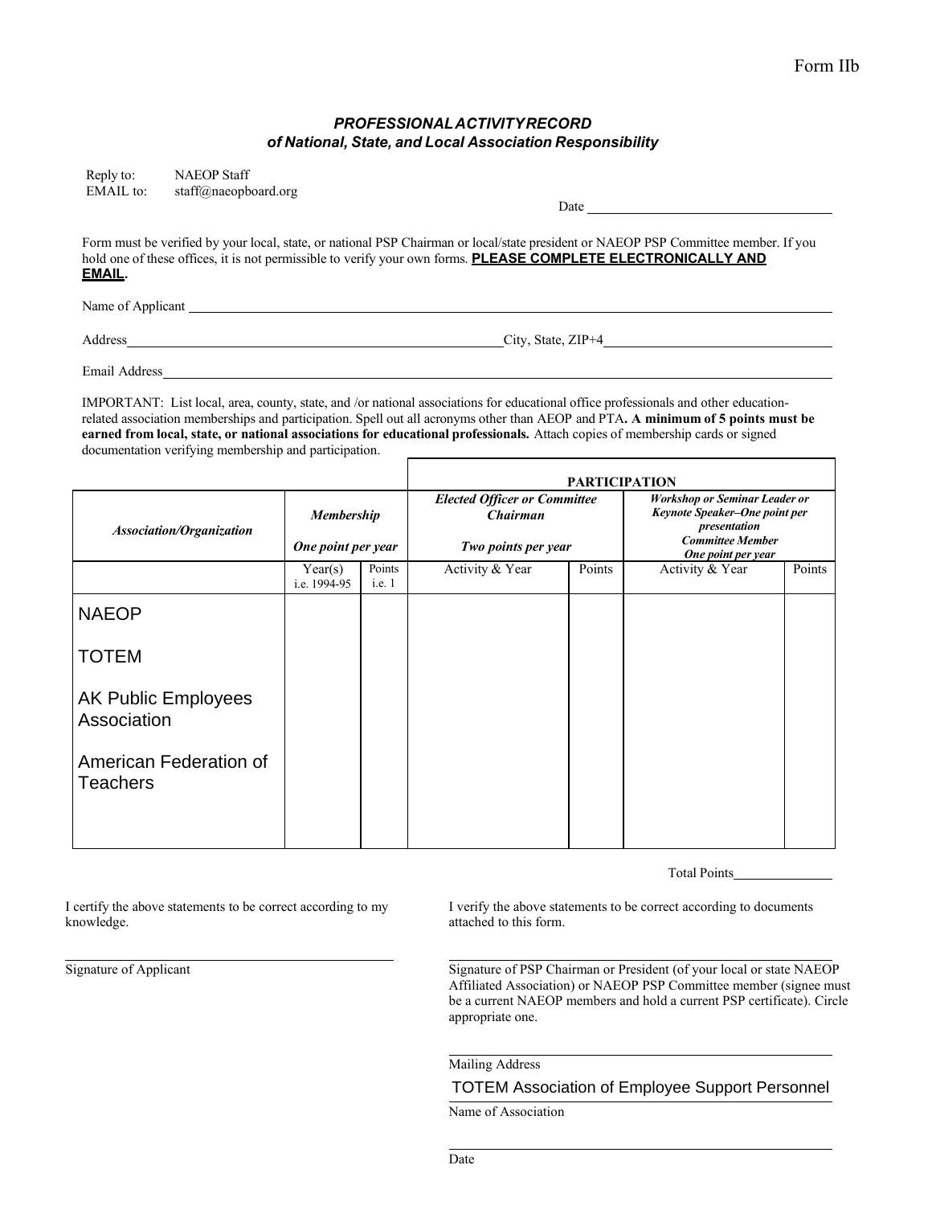Form IIb

### *PROFESSIONAL ACTIVITY RECORD*
### *of National, State, and Local Association Responsibility*

Reply to: NAEOP Staff
EMAIL to: staff@naeopboard.org

Date ______________________

Form must be verified by your local, state, or national PSP Chairman or local/state president or NAEOP PSP Committee member. If you hold one of these offices, it is not permissible to verify your own forms. **PLEASE COMPLETE ELECTRONICALLY AND EMAIL.**

Name of Applicant ______________________

Address ______________________ City, State, ZIP+4 ______________________

Email Address ______________________

IMPORTANT: List local, area, county, state, and /or national associations for educational office professionals and other education-related association memberships and participation. Spell out all acronyms other than AEOP and PTA**. A minimum of 5 points must be earned from local, state, or national associations for educational professionals.** Attach copies of membership cards or signed documentation verifying membership and participation.

| | | | PARTICIPATION | | | |
|---|---|---|---|---|---|---|
| ***Association/Organization*** | ***Membership*** ***One point per year*** | | ***Elected Officer or Committee Chairman*** ***Two points per year*** | | ***Workshop or Seminar Leader or Keynote Speaker–One point per presentation*** ***Committee Member One point per year*** | |
| | Year(s) i.e. 1994-95 | Points i.e. 1 | Activity & Year | Points | Activity & Year | Points |
| NAEOP | | | | | | |
| TOTEM | | | | | | |
| AK Public Employees Association | | | | | | |
| American Federation of Teachers | | | | | | |

Total Points ______________

I certify the above statements to be correct according to my knowledge.

______________________
Signature of Applicant

I verify the above statements to be correct according to documents attached to this form.

______________________
Signature of PSP Chairman or President (of your local or state NAEOP Affiliated Association) or NAEOP PSP Committee member (signee must be a current NAEOP members and hold a current PSP certificate). Circle appropriate one.

______________________
Mailing Address

TOTEM Association of Employee Support Personnel
Name of Association

______________________
Date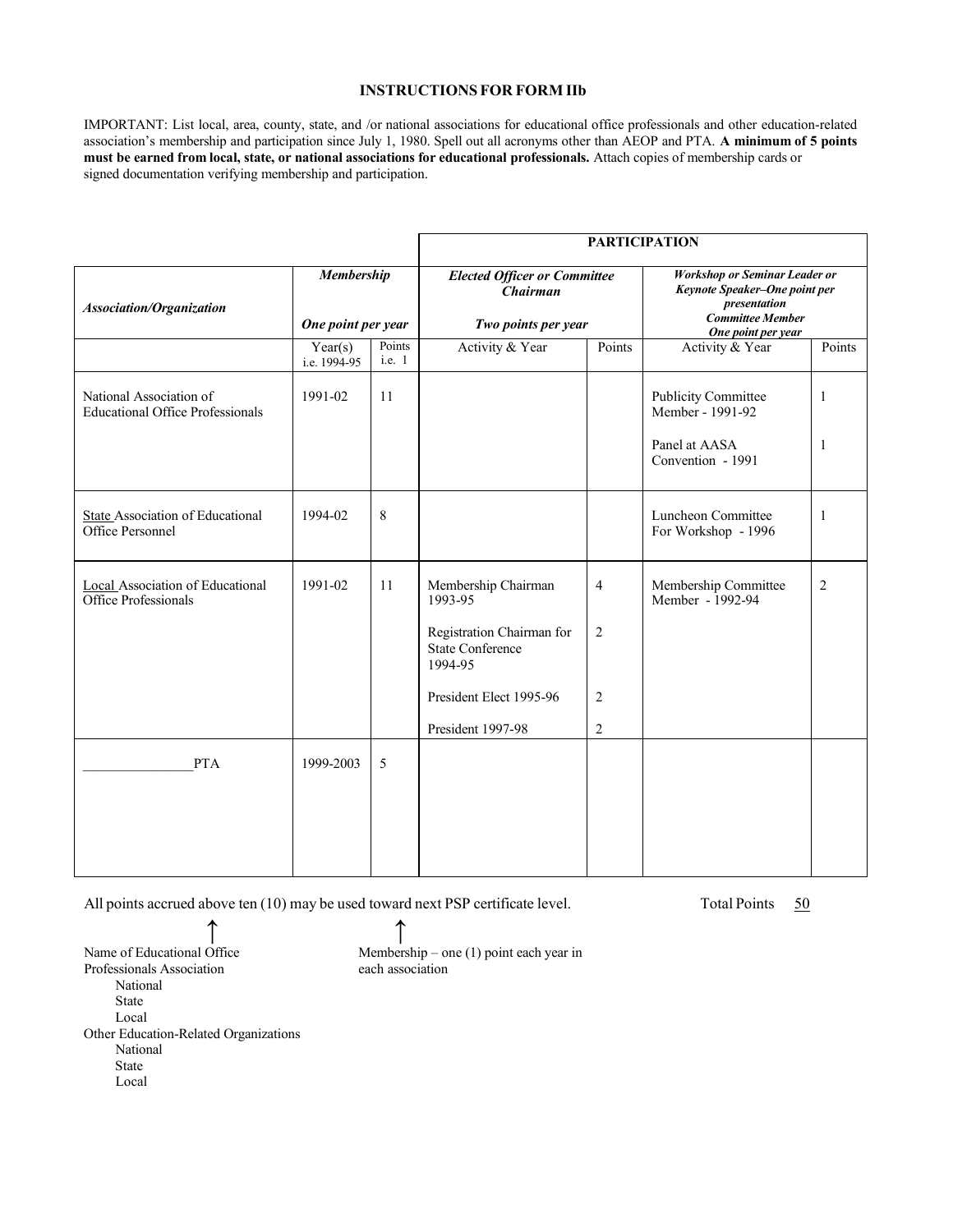**INSTRUCTIONS FOR FORM IIb**

IMPORTANT: List local, area, county, state, and /or national associations for educational office professionals and other education-related association's membership and participation since July 1, 1980. Spell out all acronyms other than AEOP and PTA. **A minimum of 5 points must be earned from local, state, or national associations for educational professionals.** Attach copies of membership cards or signed documentation verifying membership and participation.

| | | | **PARTICIPATION** | | | |
|---|---|---|---|---|---|---|
| ***Association/Organization*** | ***Membership*** <br> ***One point per year*** | | ***Elected Officer or Committee Chairman*** <br> ***Two points per year*** | | ***Workshop or Seminar Leader or Keynote Speaker–One point per presentation*** <br> ***Committee Member*** <br> ***One point per year*** | |
| | Year(s) i.e. 1994-95 | Points i.e. 1 | Activity & Year | Points | Activity & Year | Points |
| National Association of Educational Office Professionals | 1991-02 | 11 | | | Publicity Committee Member - 1991-92 <br><br> Panel at AASA Convention - 1991 | 1 <br><br> 1 |
| State Association of Educational Office Personnel | 1994-02 | 8 | | | Luncheon Committee For Workshop - 1996 | 1 |
| Local Association of Educational Office Professionals | 1991-02 | 11 | Membership Chairman 1993-95 <br><br> Registration Chairman for State Conference 1994-95 <br><br> President Elect 1995-96 <br><br> President 1997-98 | 4 <br><br> 2 <br><br> 2 <br><br> 2 | Membership Committee Member - 1992-94 | 2 |
| \_\_\_\_\_\_\_\_\_\_\_\_\_\_\_\_PTA | 1999-2003 | 5 | | | | |

All points accrued above ten (10) may be used toward next PSP certificate level. Total Points 50

↑ Name of Educational Office Professionals Association
- National
- State
- Local

Other Education-Related Organizations
- National
- State
- Local

↑ Membership – one (1) point each year in each association